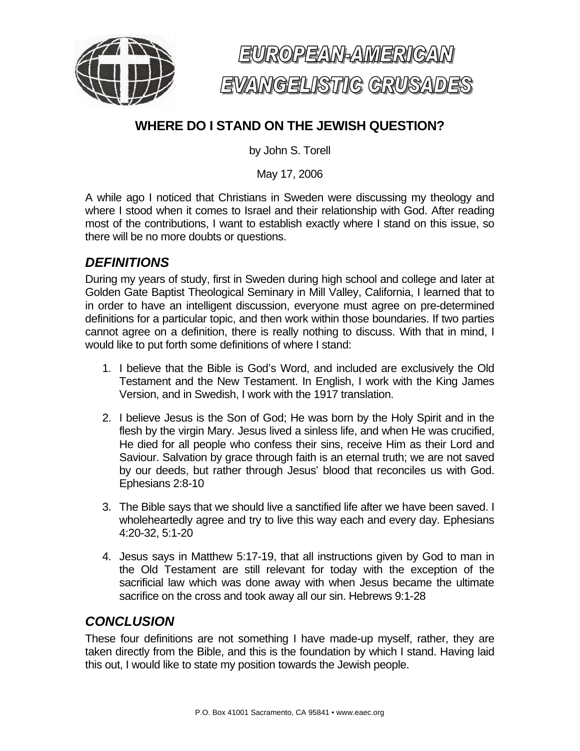# EUROPEAN-AMERICAN EVANGELISTIC CRUSADES

## WHERE DO I STAND ON THE JEWISH QUESTION?

by John S. Torell

May 17, 2006

A while ago I noticed that Christians in Sweden were discussing my theology and where I stood when it comes to Israel and their relationship with God. After reading most of the contributions, I want to establish exactly where I stand on this issue, so there will be no more doubts or questions.

## *DEFINITIONS*

During my years of study, first in Sweden during high school and college and later at Golden Gate Baptist Theological Seminary in Mill Valley, California, I learned that to in order to have an intelligent discussion, everyone must agree on pre-determined definitions for a particular topic, and then work within those boundaries. If two parties cannot agree on a definition, there is really nothing to discuss. With that in mind, I would like to put forth some definitions of where I stand:

1. I believe that the Bible is God's Word, and included are exclusively the Old Testament and the New Testament. In English, I work with the King James Version, and in Swedish, I work with the 1917 translation.

2. I believe Jesus is the Son of God; He was born by the Holy Spirit and in the flesh by the virgin Mary. Jesus lived a sinless life, and when He was crucified, He died for all people who confess their sins, receive Him as their Lord and Saviour. Salvation by grace through faith is an eternal truth; we are not saved by our deeds, but rather through Jesus' blood that reconciles us with God. Ephesians 2:8-10

3. The Bible says that we should live a sanctified life after we have been saved. I wholeheartedly agree and try to live this way each and every day. Ephesians 4:20-32, 5:1-20

4. Jesus says in Matthew 5:17-19, that all instructions given by God to man in the Old Testament are still relevant for today with the exception of the sacrificial law which was done away with when Jesus became the ultimate sacrifice on the cross and took away all our sin. Hebrews 9:1-28

## *CONCLUSION*

These four definitions are not something I have made-up myself, rather, they are taken directly from the Bible, and this is the foundation by which I stand. Having laid this out, I would like to state my position towards the Jewish people.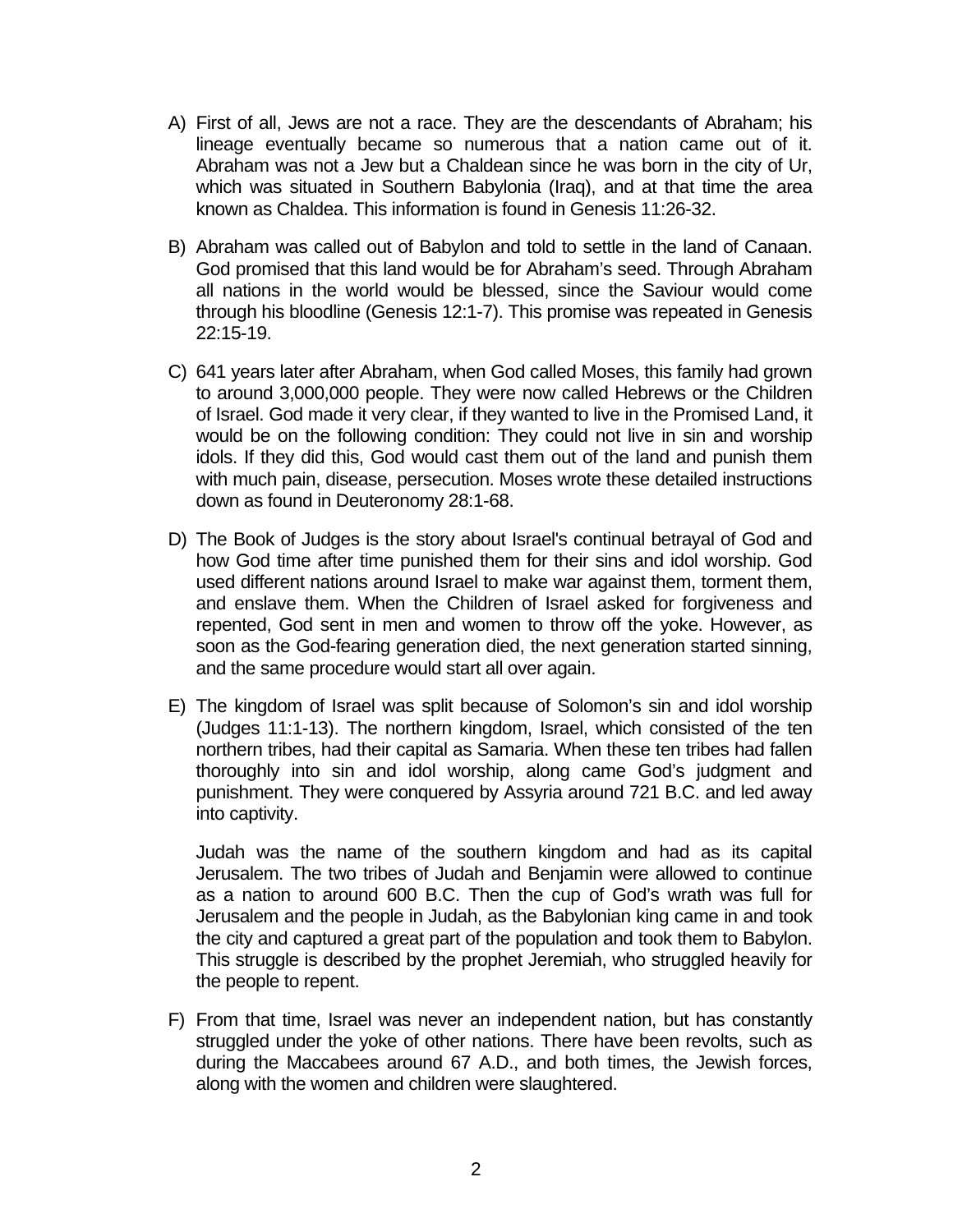A) First of all, Jews are not a race. They are the descendants of Abraham; his lineage eventually became so numerous that a nation came out of it. Abraham was not a Jew but a Chaldean since he was born in the city of Ur, which was situated in Southern Babylonia (Iraq), and at that time the area known as Chaldea. This information is found in Genesis 11:26-32.

B) Abraham was called out of Babylon and told to settle in the land of Canaan. God promised that this land would be for Abraham's seed. Through Abraham all nations in the world would be blessed, since the Saviour would come through his bloodline (Genesis 12:1-7). This promise was repeated in Genesis 22:15-19.

C) 641 years later after Abraham, when God called Moses, this family had grown to around 3,000,000 people. They were now called Hebrews or the Children of Israel. God made it very clear, if they wanted to live in the Promised Land, it would be on the following condition: They could not live in sin and worship idols. If they did this, God would cast them out of the land and punish them with much pain, disease, persecution. Moses wrote these detailed instructions down as found in Deuteronomy 28:1-68.

D) The Book of Judges is the story about Israel's continual betrayal of God and how God time after time punished them for their sins and idol worship. God used different nations around Israel to make war against them, torment them, and enslave them. When the Children of Israel asked for forgiveness and repented, God sent in men and women to throw off the yoke. However, as soon as the God-fearing generation died, the next generation started sinning, and the same procedure would start all over again.

E) The kingdom of Israel was split because of Solomon's sin and idol worship (Judges 11:1-13). The northern kingdom, Israel, which consisted of the ten northern tribes, had their capital as Samaria. When these ten tribes had fallen thoroughly into sin and idol worship, along came God's judgment and punishment. They were conquered by Assyria around 721 B.C. and led away into captivity.

   Judah was the name of the southern kingdom and had as its capital Jerusalem. The two tribes of Judah and Benjamin were allowed to continue as a nation to around 600 B.C. Then the cup of God's wrath was full for Jerusalem and the people in Judah, as the Babylonian king came in and took the city and captured a great part of the population and took them to Babylon. This struggle is described by the prophet Jeremiah, who struggled heavily for the people to repent.

F) From that time, Israel was never an independent nation, but has constantly struggled under the yoke of other nations. There have been revolts, such as during the Maccabees around 67 A.D., and both times, the Jewish forces, along with the women and children were slaughtered.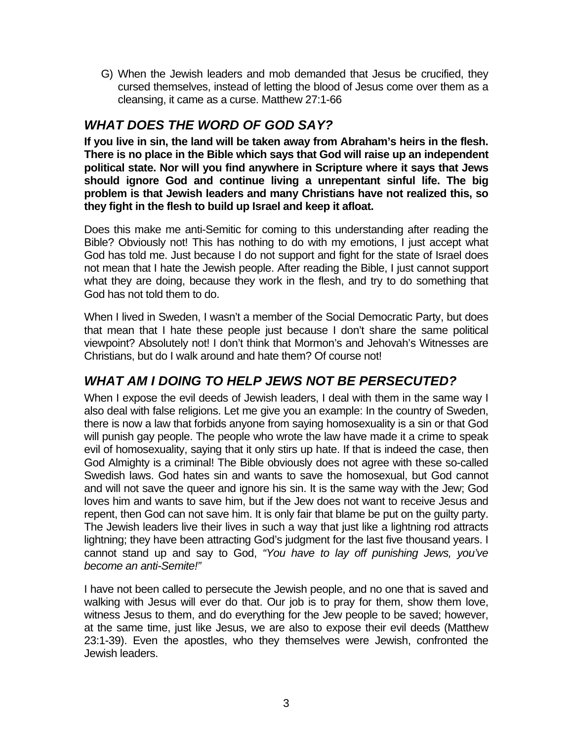G) When the Jewish leaders and mob demanded that Jesus be crucified, they cursed themselves, instead of letting the blood of Jesus come over them as a cleansing, it came as a curse. Matthew 27:1-66

## *WHAT DOES THE WORD OF GOD SAY?*

**If you live in sin, the land will be taken away from Abraham's heirs in the flesh. There is no place in the Bible which says that God will raise up an independent political state. Nor will you find anywhere in Scripture where it says that Jews should ignore God and continue living a unrepentant sinful life. The big problem is that Jewish leaders and many Christians have not realized this, so they fight in the flesh to build up Israel and keep it afloat.**

Does this make me anti-Semitic for coming to this understanding after reading the Bible? Obviously not! This has nothing to do with my emotions, I just accept what God has told me. Just because I do not support and fight for the state of Israel does not mean that I hate the Jewish people. After reading the Bible, I just cannot support what they are doing, because they work in the flesh, and try to do something that God has not told them to do.

When I lived in Sweden, I wasn't a member of the Social Democratic Party, but does that mean that I hate these people just because I don't share the same political viewpoint? Absolutely not! I don't think that Mormon's and Jehovah's Witnesses are Christians, but do I walk around and hate them? Of course not!

## *WHAT AM I DOING TO HELP JEWS NOT BE PERSECUTED?*

When I expose the evil deeds of Jewish leaders, I deal with them in the same way I also deal with false religions. Let me give you an example: In the country of Sweden, there is now a law that forbids anyone from saying homosexuality is a sin or that God will punish gay people. The people who wrote the law have made it a crime to speak evil of homosexuality, saying that it only stirs up hate. If that is indeed the case, then God Almighty is a criminal! The Bible obviously does not agree with these so-called Swedish laws. God hates sin and wants to save the homosexual, but God cannot and will not save the queer and ignore his sin. It is the same way with the Jew; God loves him and wants to save him, but if the Jew does not want to receive Jesus and repent, then God can not save him. It is only fair that blame be put on the guilty party. The Jewish leaders live their lives in such a way that just like a lightning rod attracts lightning; they have been attracting God's judgment for the last five thousand years. I cannot stand up and say to God, *"You have to lay off punishing Jews, you've become an anti-Semite!"*

I have not been called to persecute the Jewish people, and no one that is saved and walking with Jesus will ever do that. Our job is to pray for them, show them love, witness Jesus to them, and do everything for the Jew people to be saved; however, at the same time, just like Jesus, we are also to expose their evil deeds (Matthew 23:1-39). Even the apostles, who they themselves were Jewish, confronted the Jewish leaders.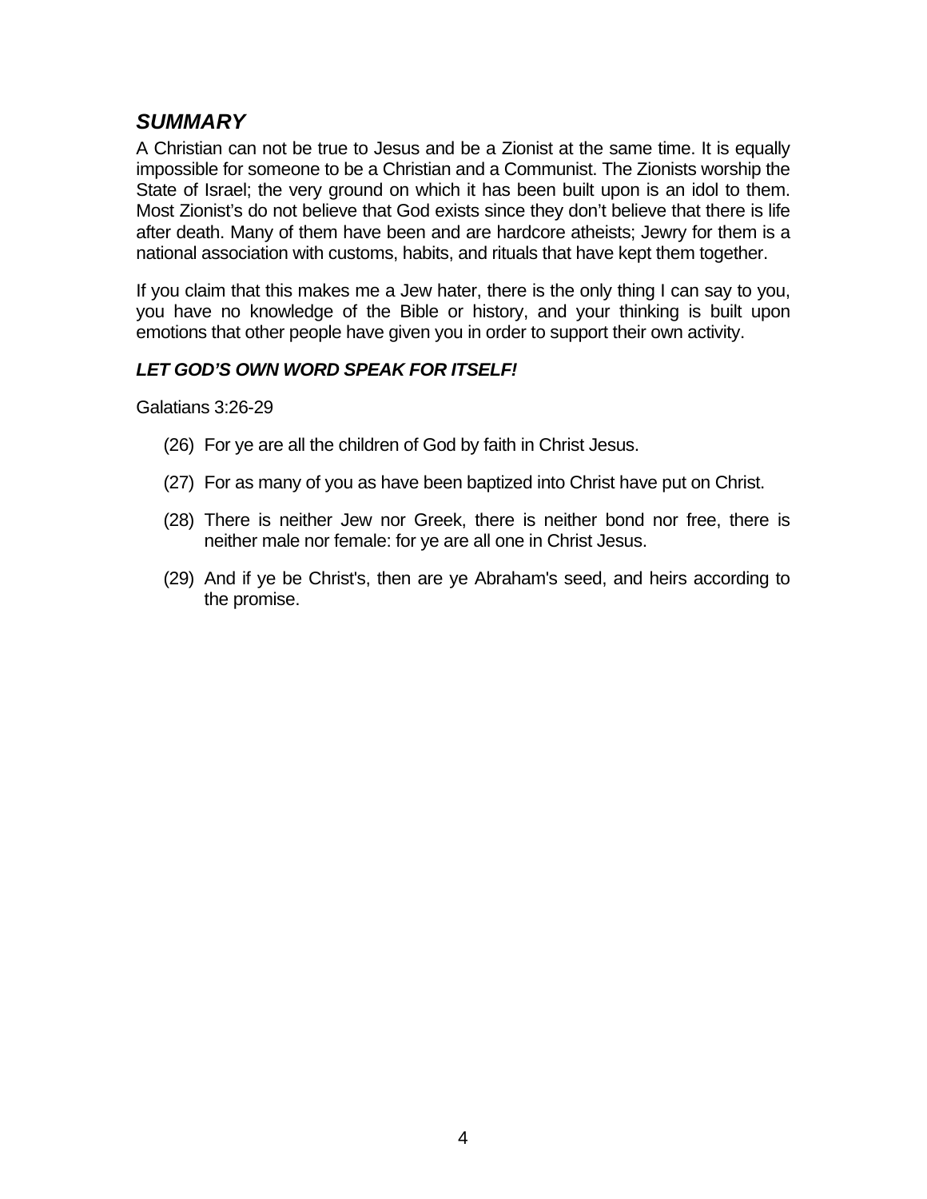## *SUMMARY*

A Christian can not be true to Jesus and be a Zionist at the same time. It is equally impossible for someone to be a Christian and a Communist. The Zionists worship the State of Israel; the very ground on which it has been built upon is an idol to them. Most Zionist's do not believe that God exists since they don't believe that there is life after death. Many of them have been and are hardcore atheists; Jewry for them is a national association with customs, habits, and rituals that have kept them together.

If you claim that this makes me a Jew hater, there is the only thing I can say to you, you have no knowledge of the Bible or history, and your thinking is built upon emotions that other people have given you in order to support their own activity.

***LET GOD'S OWN WORD SPEAK FOR ITSELF!***

Galatians 3:26-29

(26) For ye are all the children of God by faith in Christ Jesus.

(27) For as many of you as have been baptized into Christ have put on Christ.

(28) There is neither Jew nor Greek, there is neither bond nor free, there is neither male nor female: for ye are all one in Christ Jesus.

(29) And if ye be Christ's, then are ye Abraham's seed, and heirs according to the promise.